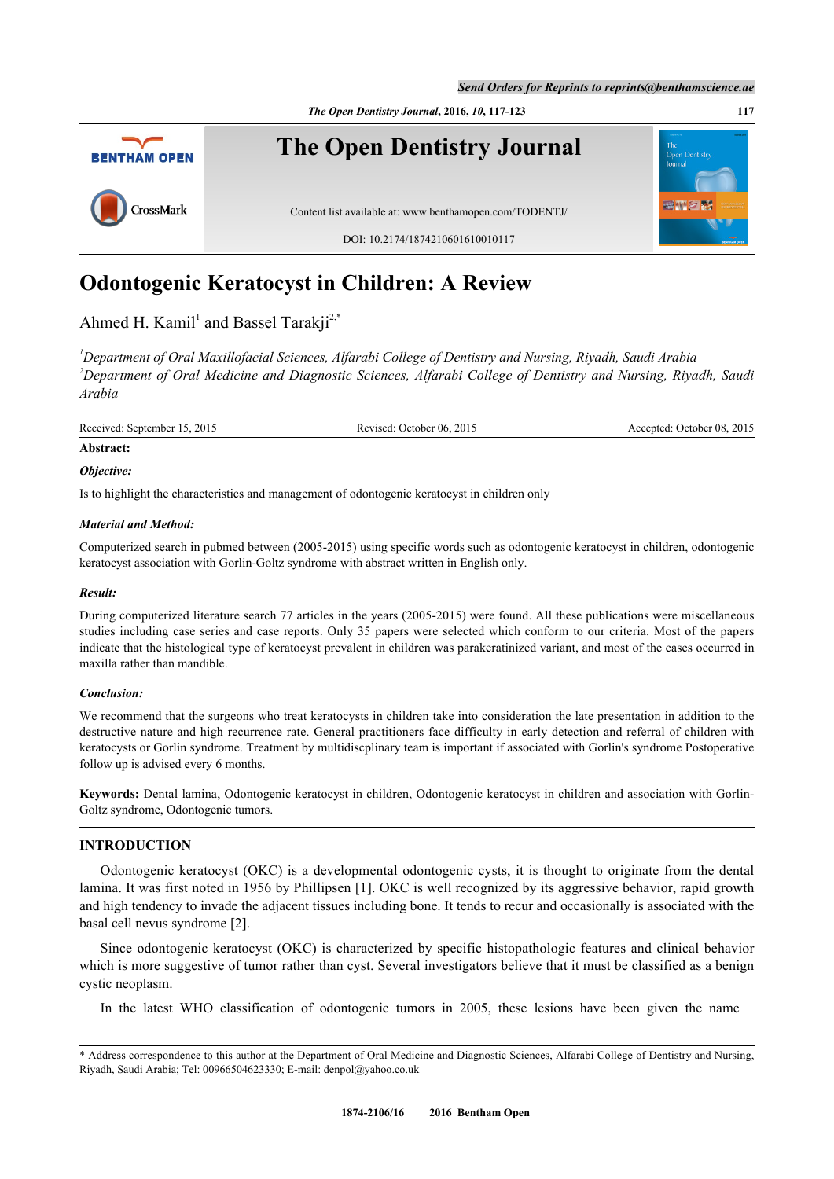# Odontogenic Keratocyst in Children: A Review

Ahmed H. Kamil[1] and Bassel Tarakji[2,*]

*[1]Department of Oral Maxillofacial Sciences, Alfarabi College of Dentistry and Nursing, Riyadh, Saudi Arabia*
*[2]Department of Oral Medicine and Diagnostic Sciences, Alfarabi College of Dentistry and Nursing, Riyadh, Saudi Arabia*

Received: September 15, 2015 | Revised: October 06, 2015 | Accepted: October 08, 2015

**Abstract:**

***Objective:***

Is to highlight the characteristics and management of odontogenic keratocyst in children only

***Material and Method:***

Computerized search in pubmed between (2005-2015) using specific words such as odontogenic keratocyst in children, odontogenic keratocyst association with Gorlin-Goltz syndrome with abstract written in English only.

***Result:***

During computerized literature search 77 articles in the years (2005-2015) were found. All these publications were miscellaneous studies including case series and case reports. Only 35 papers were selected which conform to our criteria. Most of the papers indicate that the histological type of keratocyst prevalent in children was parakeratinized variant, and most of the cases occurred in maxilla rather than mandible.

***Conclusion:***

We recommend that the surgeons who treat keratocysts in children take into consideration the late presentation in addition to the destructive nature and high recurrence rate. General practitioners face difficulty in early detection and referral of children with keratocysts or Gorlin syndrome. Treatment by multidiscplinary team is important if associated with Gorlin's syndrome Postoperative follow up is advised every 6 months.

**Keywords:** Dental lamina, Odontogenic keratocyst in children, Odontogenic keratocyst in children and association with Gorlin-Goltz syndrome, Odontogenic tumors.

## INTRODUCTION

Odontogenic keratocyst (OKC) is a developmental odontogenic cysts, it is thought to originate from the dental lamina. It was first noted in 1956 by Phillipsen [1]. OKC is well recognized by its aggressive behavior, rapid growth and high tendency to invade the adjacent tissues including bone. It tends to recur and occasionally is associated with the basal cell nevus syndrome [2].

Since odontogenic keratocyst (OKC) is characterized by specific histopathologic features and clinical behavior which is more suggestive of tumor rather than cyst. Several investigators believe that it must be classified as a benign cystic neoplasm.

In the latest WHO classification of odontogenic tumors in 2005, these lesions have been given the name

\* Address correspondence to this author at the Department of Oral Medicine and Diagnostic Sciences, Alfarabi College of Dentistry and Nursing, Riyadh, Saudi Arabia; Tel: 00966504623330; E-mail: denpol@yahoo.co.uk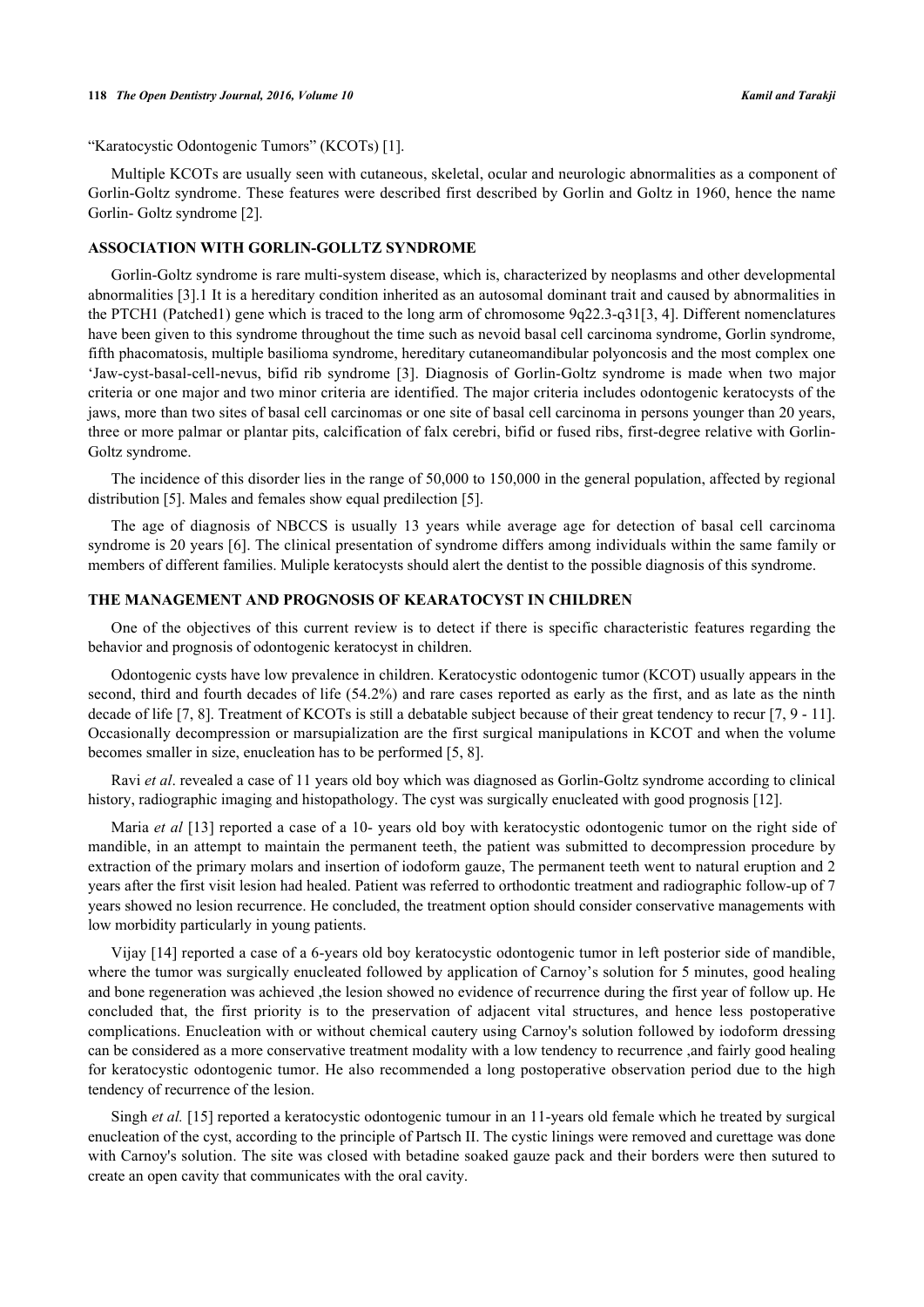"Karatocystic Odontogenic Tumors" (KCOTs) [1].

Multiple KCOTs are usually seen with cutaneous, skeletal, ocular and neurologic abnormalities as a component of Gorlin-Goltz syndrome. These features were described first described by Gorlin and Goltz in 1960, hence the name Gorlin- Goltz syndrome [2].

## ASSOCIATION WITH GORLIN-GOLLTZ SYNDROME

Gorlin-Goltz syndrome is rare multi-system disease, which is, characterized by neoplasms and other developmental abnormalities [3].1 It is a hereditary condition inherited as an autosomal dominant trait and caused by abnormalities in the PTCH1 (Patched1) gene which is traced to the long arm of chromosome 9q22.3-q31[3, 4]. Different nomenclatures have been given to this syndrome throughout the time such as nevoid basal cell carcinoma syndrome, Gorlin syndrome, fifth phacomatosis, multiple basilioma syndrome, hereditary cutaneomandibular polyoncosis and the most complex one 'Jaw-cyst-basal-cell-nevus, bifid rib syndrome [3]. Diagnosis of Gorlin-Goltz syndrome is made when two major criteria or one major and two minor criteria are identified. The major criteria includes odontogenic keratocysts of the jaws, more than two sites of basal cell carcinomas or one site of basal cell carcinoma in persons younger than 20 years, three or more palmar or plantar pits, calcification of falx cerebri, bifid or fused ribs, first-degree relative with Gorlin-Goltz syndrome.

The incidence of this disorder lies in the range of 50,000 to 150,000 in the general population, affected by regional distribution [5]. Males and females show equal predilection [5].

The age of diagnosis of NBCCS is usually 13 years while average age for detection of basal cell carcinoma syndrome is 20 years [6]. The clinical presentation of syndrome differs among individuals within the same family or members of different families. Muliple keratocysts should alert the dentist to the possible diagnosis of this syndrome.

## THE MANAGEMENT AND PROGNOSIS OF KEARATOCYST IN CHILDREN

One of the objectives of this current review is to detect if there is specific characteristic features regarding the behavior and prognosis of odontogenic keratocyst in children.

Odontogenic cysts have low prevalence in children. Keratocystic odontogenic tumor (KCOT) usually appears in the second, third and fourth decades of life (54.2%) and rare cases reported as early as the first, and as late as the ninth decade of life [7, 8]. Treatment of KCOTs is still a debatable subject because of their great tendency to recur [7, 9 - 11]. Occasionally decompression or marsupialization are the first surgical manipulations in KCOT and when the volume becomes smaller in size, enucleation has to be performed [5, 8].

Ravi *et al*. revealed a case of 11 years old boy which was diagnosed as Gorlin-Goltz syndrome according to clinical history, radiographic imaging and histopathology. The cyst was surgically enucleated with good prognosis [12].

Maria *et al* [13] reported a case of a 10- years old boy with keratocystic odontogenic tumor on the right side of mandible, in an attempt to maintain the permanent teeth, the patient was submitted to decompression procedure by extraction of the primary molars and insertion of iodoform gauze, The permanent teeth went to natural eruption and 2 years after the first visit lesion had healed. Patient was referred to orthodontic treatment and radiographic follow-up of 7 years showed no lesion recurrence. He concluded, the treatment option should consider conservative managements with low morbidity particularly in young patients.

Vijay [14] reported a case of a 6-years old boy keratocystic odontogenic tumor in left posterior side of mandible, where the tumor was surgically enucleated followed by application of Carnoy's solution for 5 minutes, good healing and bone regeneration was achieved ,the lesion showed no evidence of recurrence during the first year of follow up. He concluded that, the first priority is to the preservation of adjacent vital structures, and hence less postoperative complications. Enucleation with or without chemical cautery using Carnoy's solution followed by iodoform dressing can be considered as a more conservative treatment modality with a low tendency to recurrence ,and fairly good healing for keratocystic odontogenic tumor. He also recommended a long postoperative observation period due to the high tendency of recurrence of the lesion.

Singh *et al.* [15] reported a keratocystic odontogenic tumour in an 11-years old female which he treated by surgical enucleation of the cyst, according to the principle of Partsch II. The cystic linings were removed and curettage was done with Carnoy's solution. The site was closed with betadine soaked gauze pack and their borders were then sutured to create an open cavity that communicates with the oral cavity.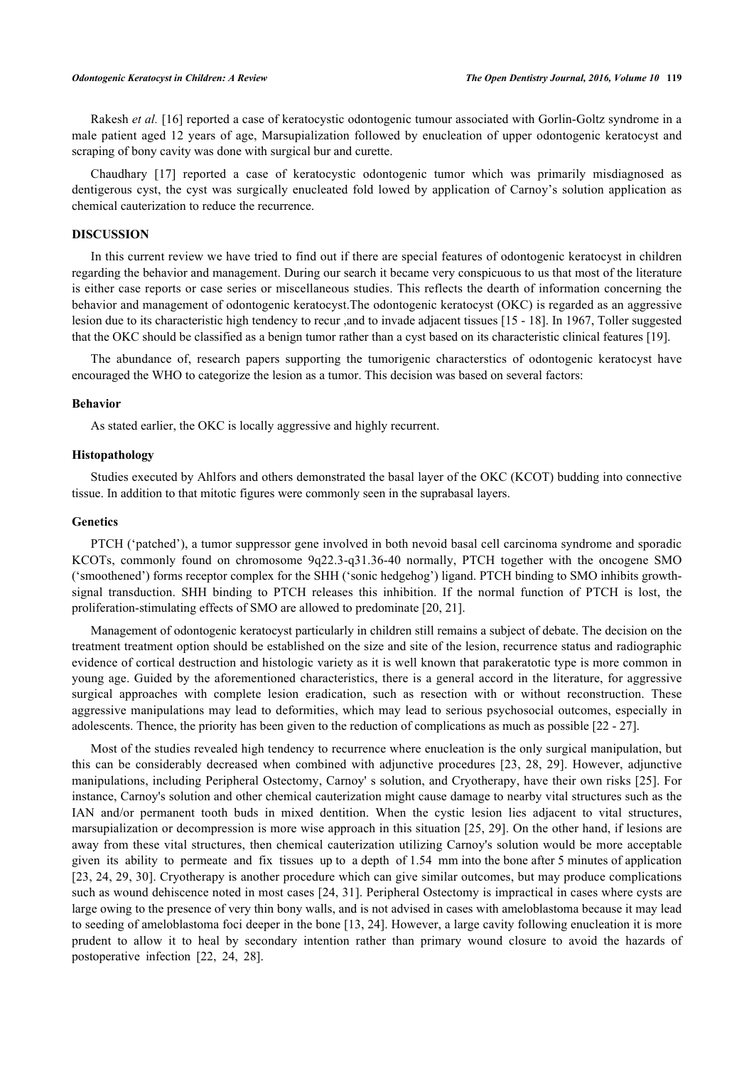Rakesh *et al.* [16] reported a case of keratocystic odontogenic tumour associated with Gorlin-Goltz syndrome in a male patient aged 12 years of age, Marsupialization followed by enucleation of upper odontogenic keratocyst and scraping of bony cavity was done with surgical bur and curette.

Chaudhary [17] reported a case of keratocystic odontogenic tumor which was primarily misdiagnosed as dentigerous cyst, the cyst was surgically enucleated fold lowed by application of Carnoy's solution application as chemical cauterization to reduce the recurrence.

## DISCUSSION

In this current review we have tried to find out if there are special features of odontogenic keratocyst in children regarding the behavior and management. During our search it became very conspicuous to us that most of the literature is either case reports or case series or miscellaneous studies. This reflects the dearth of information concerning the behavior and management of odontogenic keratocyst.The odontogenic keratocyst (OKC) is regarded as an aggressive lesion due to its characteristic high tendency to recur ,and to invade adjacent tissues [15 - 18]. In 1967, Toller suggested that the OKC should be classified as a benign tumor rather than a cyst based on its characteristic clinical features [19].

The abundance of, research papers supporting the tumorigenic characterstics of odontogenic keratocyst have encouraged the WHO to categorize the lesion as a tumor. This decision was based on several factors:

### Behavior

As stated earlier, the OKC is locally aggressive and highly recurrent.

### Histopathology

Studies executed by Ahlfors and others demonstrated the basal layer of the OKC (KCOT) budding into connective tissue. In addition to that mitotic figures were commonly seen in the suprabasal layers.

### Genetics

PTCH ('patched'), a tumor suppressor gene involved in both nevoid basal cell carcinoma syndrome and sporadic KCOTs, commonly found on chromosome 9q22.3-q31.36-40 normally, PTCH together with the oncogene SMO ('smoothened') forms receptor complex for the SHH ('sonic hedgehog') ligand. PTCH binding to SMO inhibits growth-signal transduction. SHH binding to PTCH releases this inhibition. If the normal function of PTCH is lost, the proliferation-stimulating effects of SMO are allowed to predominate [20, 21].

Management of odontogenic keratocyst particularly in children still remains a subject of debate. The decision on the treatment treatment option should be established on the size and site of the lesion, recurrence status and radiographic evidence of cortical destruction and histologic variety as it is well known that parakeratotic type is more common in young age. Guided by the aforementioned characteristics, there is a general accord in the literature, for aggressive surgical approaches with complete lesion eradication, such as resection with or without reconstruction. These aggressive manipulations may lead to deformities, which may lead to serious psychosocial outcomes, especially in adolescents. Thence, the priority has been given to the reduction of complications as much as possible [22 - 27].

Most of the studies revealed high tendency to recurrence where enucleation is the only surgical manipulation, but this can be considerably decreased when combined with adjunctive procedures [23, 28, 29]. However, adjunctive manipulations, including Peripheral Ostectomy, Carnoy' s solution, and Cryotherapy, have their own risks [25]. For instance, Carnoy's solution and other chemical cauterization might cause damage to nearby vital structures such as the IAN and/or permanent tooth buds in mixed dentition. When the cystic lesion lies adjacent to vital structures, marsupialization or decompression is more wise approach in this situation [25, 29]. On the other hand, if lesions are away from these vital structures, then chemical cauterization utilizing Carnoy's solution would be more acceptable given its ability to permeate and fix tissues up to a depth of 1.54 mm into the bone after 5 minutes of application [23, 24, 29, 30]. Cryotherapy is another procedure which can give similar outcomes, but may produce complications such as wound dehiscence noted in most cases [24, 31]. Peripheral Ostectomy is impractical in cases where cysts are large owing to the presence of very thin bony walls, and is not advised in cases with ameloblastoma because it may lead to seeding of ameloblastoma foci deeper in the bone [13, 24]. However, a large cavity following enucleation it is more prudent to allow it to heal by secondary intention rather than primary wound closure to avoid the hazards of postoperative infection [22, 24, 28].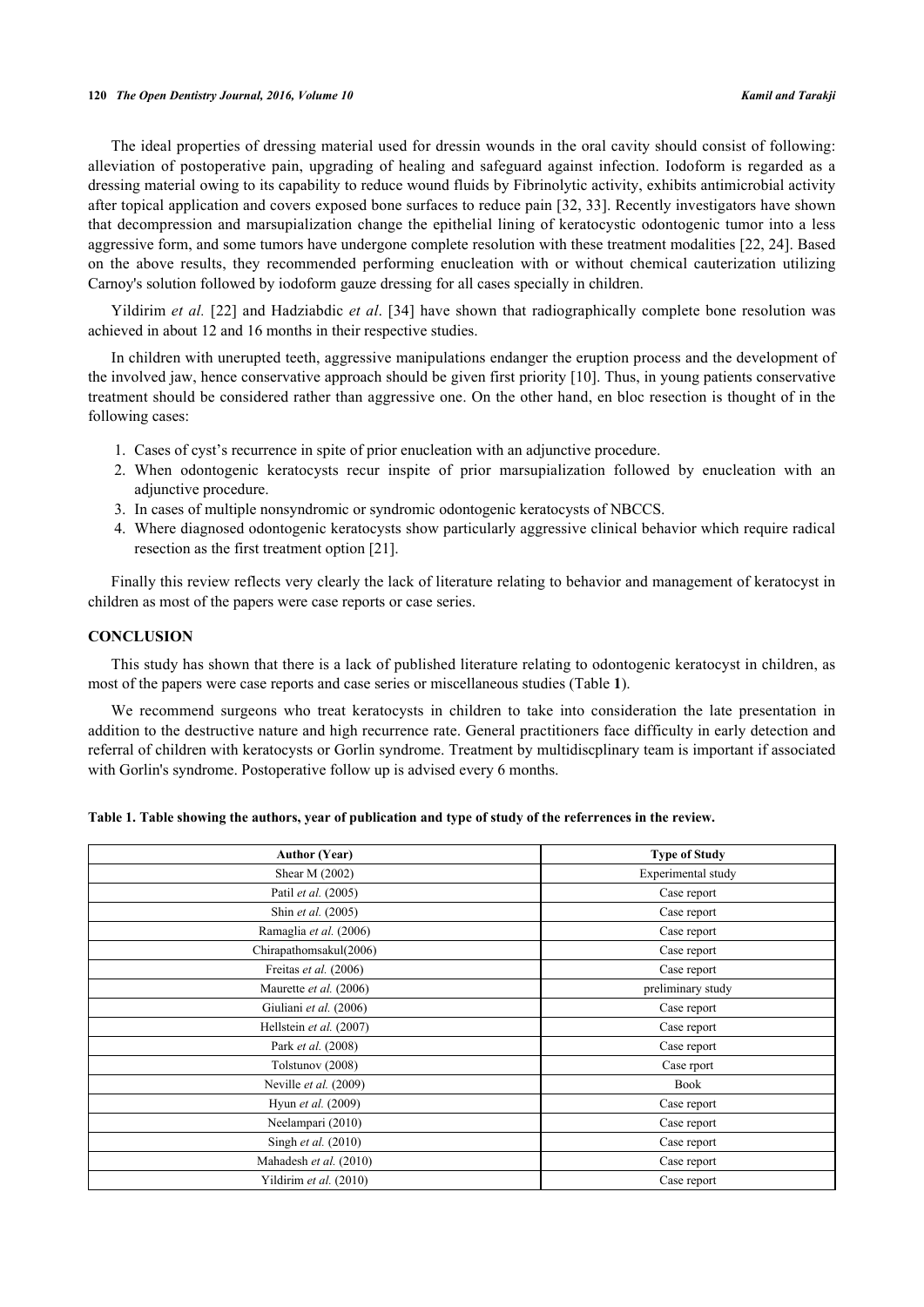The ideal properties of dressing material used for dressin wounds in the oral cavity should consist of following: alleviation of postoperative pain, upgrading of healing and safeguard against infection. Iodoform is regarded as a dressing material owing to its capability to reduce wound fluids by Fibrinolytic activity, exhibits antimicrobial activity after topical application and covers exposed bone surfaces to reduce pain [32, 33]. Recently investigators have shown that decompression and marsupialization change the epithelial lining of keratocystic odontogenic tumor into a less aggressive form, and some tumors have undergone complete resolution with these treatment modalities [22, 24]. Based on the above results, they recommended performing enucleation with or without chemical cauterization utilizing Carnoy's solution followed by iodoform gauze dressing for all cases specially in children.

Yildirim *et al.* [22] and Hadziabdic *et al*. [34] have shown that radiographically complete bone resolution was achieved in about 12 and 16 months in their respective studies.

In children with unerupted teeth, aggressive manipulations endanger the eruption process and the development of the involved jaw, hence conservative approach should be given first priority [10]. Thus, in young patients conservative treatment should be considered rather than aggressive one. On the other hand, en bloc resection is thought of in the following cases:

1. Cases of cyst's recurrence in spite of prior enucleation with an adjunctive procedure.
2. When odontogenic keratocysts recur inspite of prior marsupialization followed by enucleation with an adjunctive procedure.
3. In cases of multiple nonsyndromic or syndromic odontogenic keratocysts of NBCCS.
4. Where diagnosed odontogenic keratocysts show particularly aggressive clinical behavior which require radical resection as the first treatment option [21].

Finally this review reflects very clearly the lack of literature relating to behavior and management of keratocyst in children as most of the papers were case reports or case series.

## CONCLUSION

This study has shown that there is a lack of published literature relating to odontogenic keratocyst in children, as most of the papers were case reports and case series or miscellaneous studies (Table **1**).

We recommend surgeons who treat keratocysts in children to take into consideration the late presentation in addition to the destructive nature and high recurrence rate. General practitioners face difficulty in early detection and referral of children with keratocysts or Gorlin syndrome. Treatment by multidiscplinary team is important if associated with Gorlin's syndrome. Postoperative follow up is advised every 6 months.

**Table 1. Table showing the authors, year of publication and type of study of the referrences in the review.**

| Author (Year) | Type of Study |
|---|---|
| Shear M (2002) | Experimental study |
| Patil *et al.* (2005) | Case report |
| Shin *et al.* (2005) | Case report |
| Ramaglia *et al.* (2006) | Case report |
| Chirapathomsakul(2006) | Case report |
| Freitas *et al.* (2006) | Case report |
| Maurette *et al.* (2006) | preliminary study |
| Giuliani *et al.* (2006) | Case report |
| Hellstein *et al.* (2007) | Case report |
| Park *et al.* (2008) | Case report |
| Tolstunov (2008) | Case rport |
| Neville *et al.* (2009) | Book |
| Hyun *et al.* (2009) | Case report |
| Neelampari (2010) | Case report |
| Singh *et al.* (2010) | Case report |
| Mahadesh *et al.* (2010) | Case report |
| Yildirim *et al.* (2010) | Case report |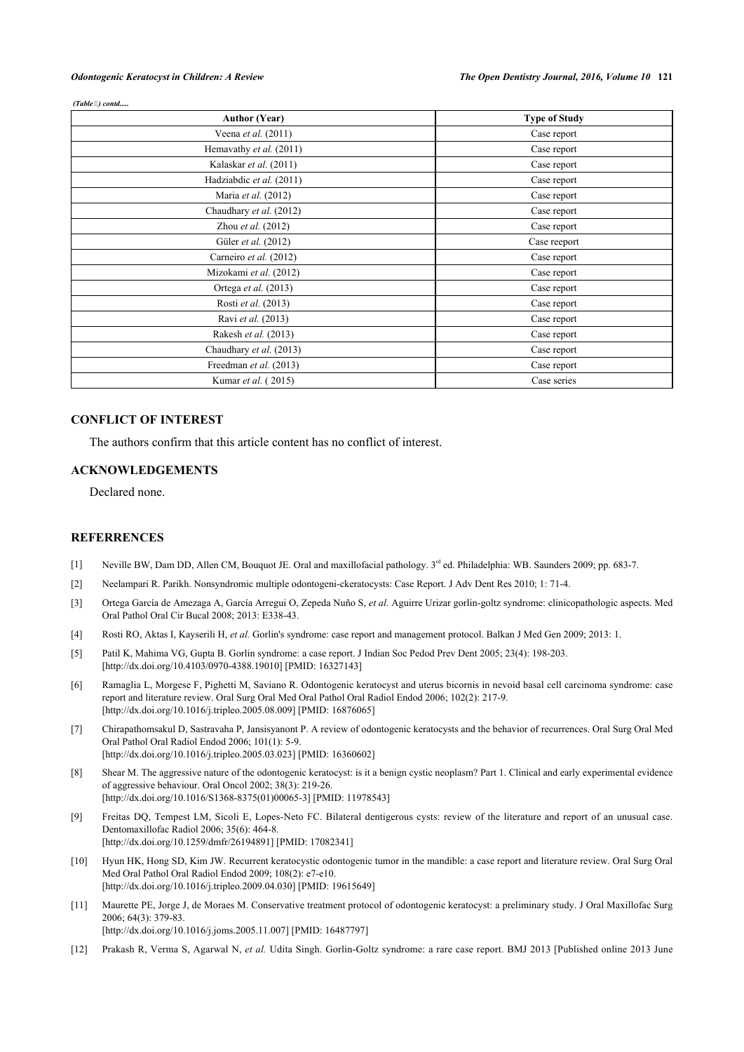*(Table ) contd.....*

| Author (Year) | Type of Study |
|---|---|
| Veena *et al.* (2011) | Case report |
| Hemavathy *et al.* (2011) | Case report |
| Kalaskar *et al.* (2011) | Case report |
| Hadziabdic *et al.* (2011) | Case report |
| Maria *et al.* (2012) | Case report |
| Chaudhary *et al.* (2012) | Case report |
| Zhou *et al.* (2012) | Case report |
| Güler *et al.* (2012) | Case reeport |
| Carneiro *et al.* (2012) | Case report |
| Mizokami *et al.* (2012) | Case report |
| Ortega *et al.* (2013) | Case report |
| Rosti *et al.* (2013) | Case report |
| Ravi *et al.* (2013) | Case report |
| Rakesh *et al.* (2013) | Case report |
| Chaudhary *et al.* (2013) | Case report |
| Freedman *et al.* (2013) | Case report |
| Kumar *et al.* ( 2015) | Case series |

## CONFLICT OF INTEREST

The authors confirm that this article content has no conflict of interest.

## ACKNOWLEDGEMENTS

Declared none.

## REFERRENCES

[1] Neville BW, Dam DD, Allen CM, Bouquot JE. Oral and maxillofacial pathology. 3rd ed. Philadelphia: WB. Saunders 2009; pp. 683-7.

[2] Neelampari R. Parikh. Nonsyndromic multiple odontogeni-ckeratocysts: Case Report. J Adv Dent Res 2010; 1: 71-4.

[3] Ortega García de Amezaga A, García Arregui O, Zepeda Nuño S, *et al.* Aguirre Urizar gorlin-goltz syndrome: clinicopathologic aspects. Med Oral Pathol Oral Cir Bucal 2008; 2013: E338-43.

[4] Rosti RO, Aktas I, Kayserili H, *et al.* Gorlin's syndrome: case report and management protocol. Balkan J Med Gen 2009; 2013: 1.

[5] Patil K, Mahima VG, Gupta B. Gorlin syndrome: a case report. J Indian Soc Pedod Prev Dent 2005; 23(4): 198-203. [http://dx.doi.org/10.4103/0970-4388.19010] [PMID: 16327143]

[6] Ramaglia L, Morgese F, Pighetti M, Saviano R. Odontogenic keratocyst and uterus bicornis in nevoid basal cell carcinoma syndrome: case report and literature review. Oral Surg Oral Med Oral Pathol Oral Radiol Endod 2006; 102(2): 217-9. [http://dx.doi.org/10.1016/j.tripleo.2005.08.009] [PMID: 16876065]

[7] Chirapathomsakul D, Sastravaha P, Jansisyanont P. A review of odontogenic keratocysts and the behavior of recurrences. Oral Surg Oral Med Oral Pathol Oral Radiol Endod 2006; 101(1): 5-9. [http://dx.doi.org/10.1016/j.tripleo.2005.03.023] [PMID: 16360602]

[8] Shear M. The aggressive nature of the odontogenic keratocyst: is it a benign cystic neoplasm? Part 1. Clinical and early experimental evidence of aggressive behaviour. Oral Oncol 2002; 38(3): 219-26. [http://dx.doi.org/10.1016/S1368-8375(01)00065-3] [PMID: 11978543]

[9] Freitas DQ, Tempest LM, Sicoli E, Lopes-Neto FC. Bilateral dentigerous cysts: review of the literature and report of an unusual case. Dentomaxillofac Radiol 2006; 35(6): 464-8. [http://dx.doi.org/10.1259/dmfr/26194891] [PMID: 17082341]

[10] Hyun HK, Hong SD, Kim JW. Recurrent keratocystic odontogenic tumor in the mandible: a case report and literature review. Oral Surg Oral Med Oral Pathol Oral Radiol Endod 2009; 108(2): e7-e10. [http://dx.doi.org/10.1016/j.tripleo.2009.04.030] [PMID: 19615649]

[11] Maurette PE, Jorge J, de Moraes M. Conservative treatment protocol of odontogenic keratocyst: a preliminary study. J Oral Maxillofac Surg 2006; 64(3): 379-83. [http://dx.doi.org/10.1016/j.joms.2005.11.007] [PMID: 16487797]

[12] Prakash R, Verma S, Agarwal N, *et al.* Udita Singh. Gorlin-Goltz syndrome: a rare case report. BMJ 2013 [Published online 2013 June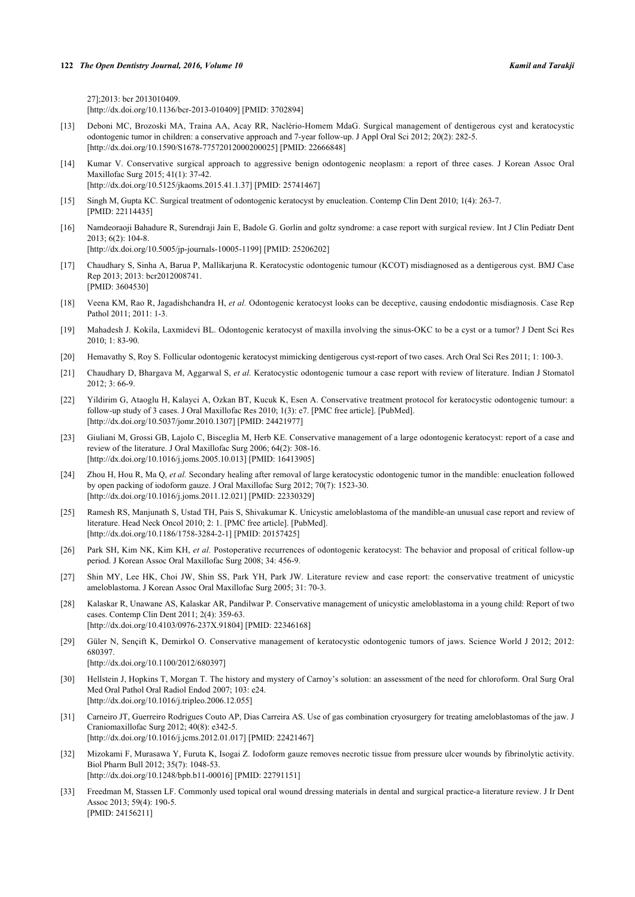27];2013: bcr 2013010409.
[http://dx.doi.org/10.1136/bcr-2013-010409] [PMID: 3702894]

[13] Deboni MC, Brozoski MA, Traina AA, Acay RR, Naclério-Homem MdaG. Surgical management of dentigerous cyst and keratocystic odontogenic tumor in children: a conservative approach and 7-year follow-up. J Appl Oral Sci 2012; 20(2): 282-5.
[http://dx.doi.org/10.1590/S1678-77572012000200025] [PMID: 22666848]

[14] Kumar V. Conservative surgical approach to aggressive benign odontogenic neoplasm: a report of three cases. J Korean Assoc Oral Maxillofac Surg 2015; 41(1): 37-42.
[http://dx.doi.org/10.5125/jkaoms.2015.41.1.37] [PMID: 25741467]

[15] Singh M, Gupta KC. Surgical treatment of odontogenic keratocyst by enucleation. Contemp Clin Dent 2010; 1(4): 263-7.
[PMID: 22114435]

[16] Namdeoraoji Bahadure R, Surendraji Jain E, Badole G. Gorlin and goltz syndrome: a case report with surgical review. Int J Clin Pediatr Dent 2013; 6(2): 104-8.
[http://dx.doi.org/10.5005/jp-journals-10005-1199] [PMID: 25206202]

[17] Chaudhary S, Sinha A, Barua P, Mallikarjuna R. Keratocystic odontogenic tumour (KCOT) misdiagnosed as a dentigerous cyst. BMJ Case Rep 2013; 2013: bcr2012008741.
[PMID: 3604530]

[18] Veena KM, Rao R, Jagadishchandra H, *et al.* Odontogenic keratocyst looks can be deceptive, causing endodontic misdiagnosis. Case Rep Pathol 2011; 2011: 1-3.

[19] Mahadesh J. Kokila, Laxmidevi BL. Odontogenic keratocyst of maxilla involving the sinus-OKC to be a cyst or a tumor? J Dent Sci Res 2010; 1: 83-90.

[20] Hemavathy S, Roy S. Follicular odontogenic keratocyst mimicking dentigerous cyst-report of two cases. Arch Oral Sci Res 2011; 1: 100-3.

[21] Chaudhary D, Bhargava M, Aggarwal S, *et al.* Keratocystic odontogenic tumour a case report with review of literature. Indian J Stomatol 2012; 3: 66-9.

[22] Yildirim G, Ataoglu H, Kalayci A, Ozkan BT, Kucuk K, Esen A. Conservative treatment protocol for keratocystic odontogenic tumour: a follow-up study of 3 cases. J Oral Maxillofac Res 2010; 1(3): e7. [PMC free article]. [PubMed].
[http://dx.doi.org/10.5037/jomr.2010.1307] [PMID: 24421977]

[23] Giuliani M, Grossi GB, Lajolo C, Bisceglia M, Herb KE. Conservative management of a large odontogenic keratocyst: report of a case and review of the literature. J Oral Maxillofac Surg 2006; 64(2): 308-16.
[http://dx.doi.org/10.1016/j.joms.2005.10.013] [PMID: 16413905]

[24] Zhou H, Hou R, Ma Q, *et al.* Secondary healing after removal of large keratocystic odontogenic tumor in the mandible: enucleation followed by open packing of iodoform gauze. J Oral Maxillofac Surg 2012; 70(7): 1523-30.
[http://dx.doi.org/10.1016/j.joms.2011.12.021] [PMID: 22330329]

[25] Ramesh RS, Manjunath S, Ustad TH, Pais S, Shivakumar K. Unicystic ameloblastoma of the mandible-an unusual case report and review of literature. Head Neck Oncol 2010; 2: 1. [PMC free article]. [PubMed].
[http://dx.doi.org/10.1186/1758-3284-2-1] [PMID: 20157425]

[26] Park SH, Kim NK, Kim KH, *et al.* Postoperative recurrences of odontogenic keratocyst: The behavior and proposal of critical follow-up period. J Korean Assoc Oral Maxillofac Surg 2008; 34: 456-9.

[27] Shin MY, Lee HK, Choi JW, Shin SS, Park YH, Park JW. Literature review and case report: the conservative treatment of unicystic ameloblastoma. J Korean Assoc Oral Maxillofac Surg 2005; 31: 70-3.

[28] Kalaskar R, Unawane AS, Kalaskar AR, Pandilwar P. Conservative management of unicystic ameloblastoma in a young child: Report of two cases. Contemp Clin Dent 2011; 2(4): 359-63.
[http://dx.doi.org/10.4103/0976-237X.91804] [PMID: 22346168]

[29] Güler N, Sençift K, Demirkol O. Conservative management of keratocystic odontogenic tumors of jaws. Science World J 2012; 2012: 680397.
[http://dx.doi.org/10.1100/2012/680397]

[30] Hellstein J, Hopkins T, Morgan T. The history and mystery of Carnoy's solution: an assessment of the need for chloroform. Oral Surg Oral Med Oral Pathol Oral Radiol Endod 2007; 103: e24.
[http://dx.doi.org/10.1016/j.tripleo.2006.12.055]

[31] Carneiro JT, Guerreiro Rodrigues Couto AP, Dias Carreira AS. Use of gas combination cryosurgery for treating ameloblastomas of the jaw. J Craniomaxillofac Surg 2012; 40(8): e342-5.
[http://dx.doi.org/10.1016/j.jcms.2012.01.017] [PMID: 22421467]

[32] Mizokami F, Murasawa Y, Furuta K, Isogai Z. Iodoform gauze removes necrotic tissue from pressure ulcer wounds by fibrinolytic activity. Biol Pharm Bull 2012; 35(7): 1048-53.
[http://dx.doi.org/10.1248/bpb.b11-00016] [PMID: 22791151]

[33] Freedman M, Stassen LF. Commonly used topical oral wound dressing materials in dental and surgical practice-a literature review. J Ir Dent Assoc 2013; 59(4): 190-5.
[PMID: 24156211]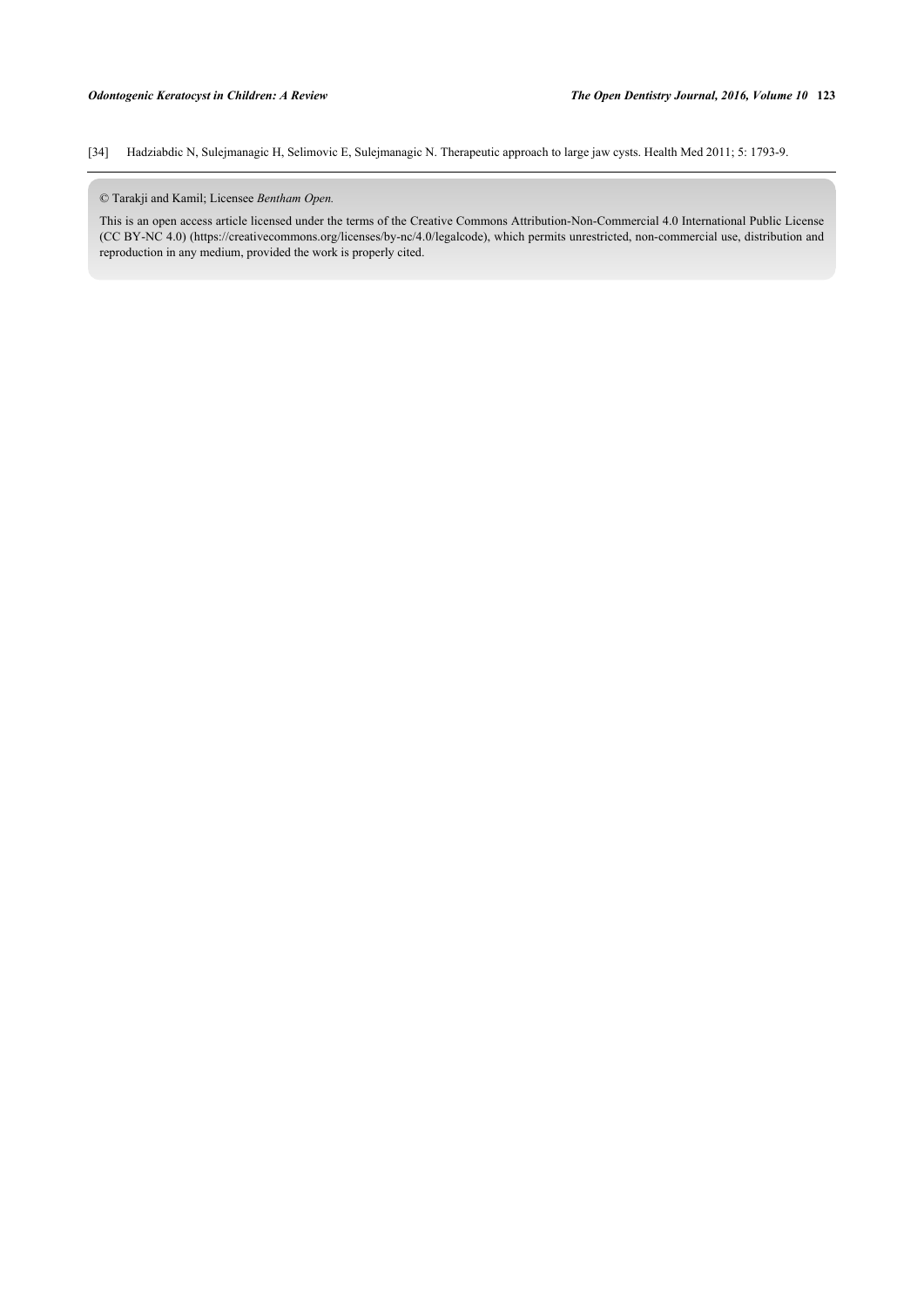[34] Hadziabdic N, Sulejmanagic H, Selimovic E, Sulejmanagic N. Therapeutic approach to large jaw cysts. Health Med 2011; 5: 1793-9.

---

© Tarakji and Kamil; Licensee *Bentham Open.*

This is an open access article licensed under the terms of the Creative Commons Attribution-Non-Commercial 4.0 International Public License (CC BY-NC 4.0) (https://creativecommons.org/licenses/by-nc/4.0/legalcode), which permits unrestricted, non-commercial use, distribution and reproduction in any medium, provided the work is properly cited.